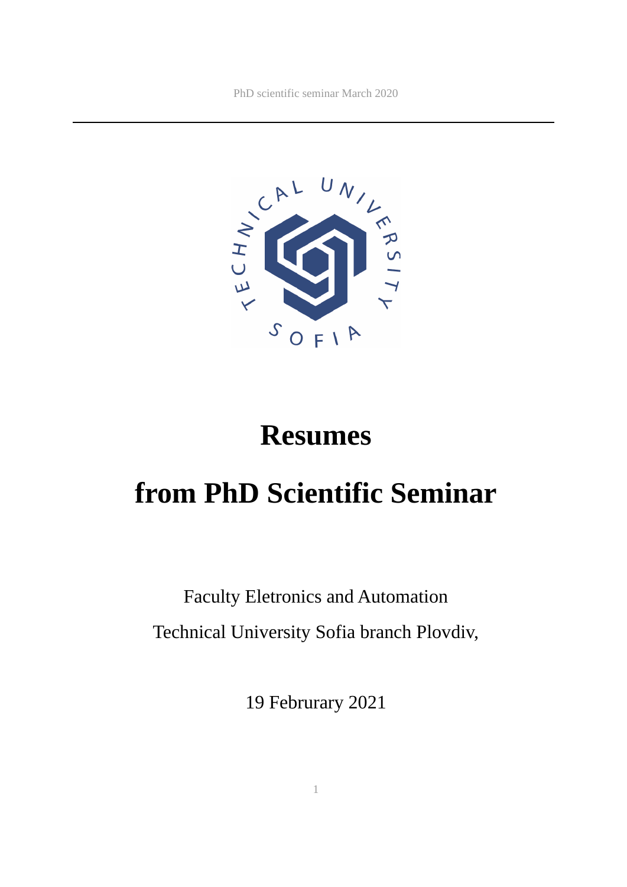# Resumes

# from PhD Scientific Seminar

Faculty Eletronics and Automation

Technical University Sofia branch Plovdiv,

19 Februrary 2021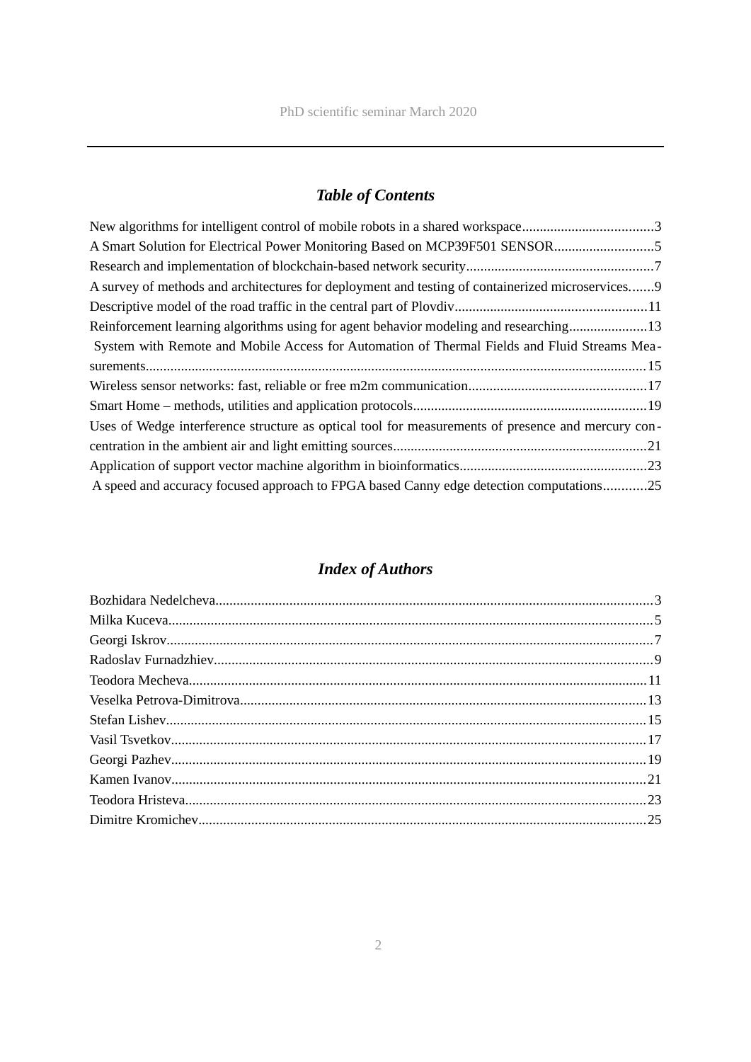## *Table of Contents*

New algorithms for intelligent control of mobile robots in a shared workspace.....................................3
A Smart Solution for Electrical Power Monitoring Based on MCP39F501 SENSOR............................5
Research and implementation of blockchain-based network security.....................................................7
A survey of methods and architectures for deployment and testing of containerized microservices.......9
Descriptive model of the road traffic in the central part of Plovdiv......................................................11
Reinforcement learning algorithms using for agent behavior modeling and researching......................13
System with Remote and Mobile Access for Automation of Thermal Fields and Fluid Streams Measurements.............................................................................................................................................15
Wireless sensor networks: fast, reliable or free m2m communication..................................................17
Smart Home – methods, utilities and application protocols..................................................................19
Uses of Wedge interference structure as optical tool for measurements of presence and mercury concentration in the ambient air and light emitting sources........................................................................21
Application of support vector machine algorithm in bioinformatics.....................................................23
A speed and accuracy focused approach to FPGA based Canny edge detection computations............25

## *Index of Authors*

Bozhidara Nedelcheva...........................................................................................................................3
Milka Kuceva........................................................................................................................................5
Georgi Iskrov.........................................................................................................................................7
Radoslav Furnadzhiev............................................................................................................................9
Teodora Mecheva.................................................................................................................................11
Veselka Petrova-Dimitrova..................................................................................................................13
Stefan Lishev.......................................................................................................................................15
Vasil Tsvetkov.....................................................................................................................................17
Georgi Pazhev......................................................................................................................................19
Kamen Ivanov......................................................................................................................................21
Teodora Hristeva..................................................................................................................................23
Dimitre Kromichev..............................................................................................................................25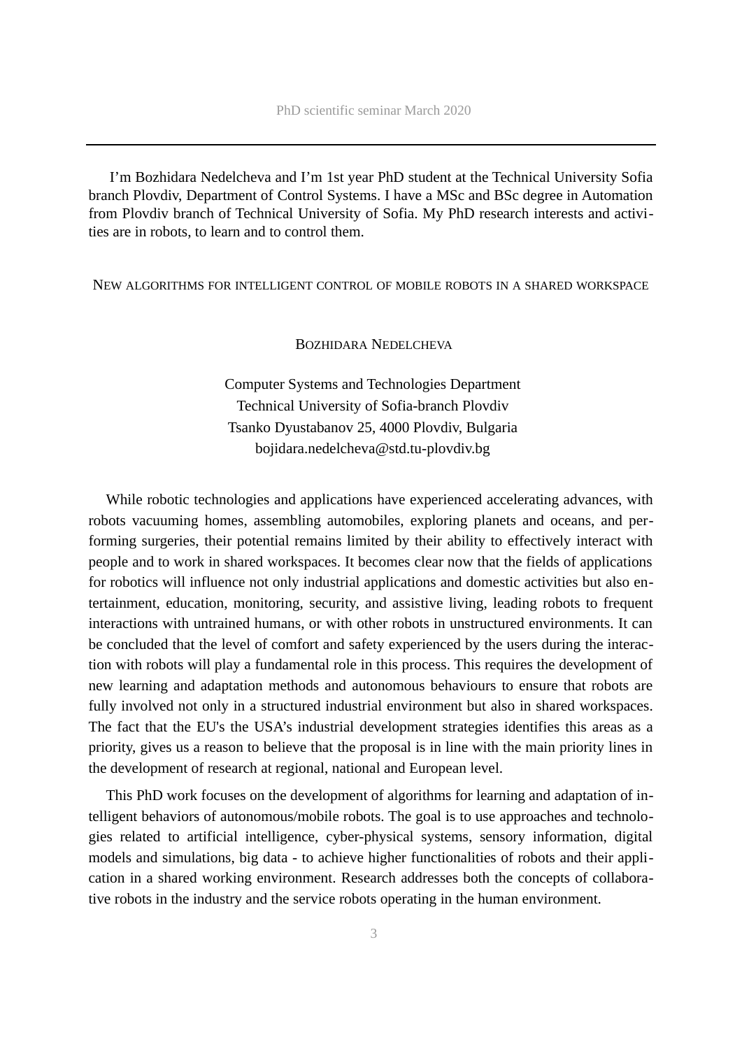I'm Bozhidara Nedelcheva and I'm 1st year PhD student at the Technical University Sofia branch Plovdiv, Department of Control Systems. I have a MSc and BSc degree in Automation from Plovdiv branch of Technical University of Sofia. My PhD research interests and activities are in robots, to learn and to control them.

## New algorithms for intelligent control of mobile robots in a shared workspace

Bozhidara Nedelcheva

Computer Systems and Technologies Department
Technical University of Sofia-branch Plovdiv
Tsanko Dyustabanov 25, 4000 Plovdiv, Bulgaria
bojidara.nedelcheva@std.tu-plovdiv.bg

While robotic technologies and applications have experienced accelerating advances, with robots vacuuming homes, assembling automobiles, exploring planets and oceans, and performing surgeries, their potential remains limited by their ability to effectively interact with people and to work in shared workspaces. It becomes clear now that the fields of applications for robotics will influence not only industrial applications and domestic activities but also entertainment, education, monitoring, security, and assistive living, leading robots to frequent interactions with untrained humans, or with other robots in unstructured environments. It can be concluded that the level of comfort and safety experienced by the users during the interaction with robots will play a fundamental role in this process. This requires the development of new learning and adaptation methods and autonomous behaviours to ensure that robots are fully involved not only in a structured industrial environment but also in shared workspaces. The fact that the EU's the USA's industrial development strategies identifies this areas as a priority, gives us a reason to believe that the proposal is in line with the main priority lines in the development of research at regional, national and European level.

This PhD work focuses on the development of algorithms for learning and adaptation of intelligent behaviors of autonomous/mobile robots. The goal is to use approaches and technologies related to artificial intelligence, cyber-physical systems, sensory information, digital models and simulations, big data - to achieve higher functionalities of robots and their application in a shared working environment. Research addresses both the concepts of collaborative robots in the industry and the service robots operating in the human environment.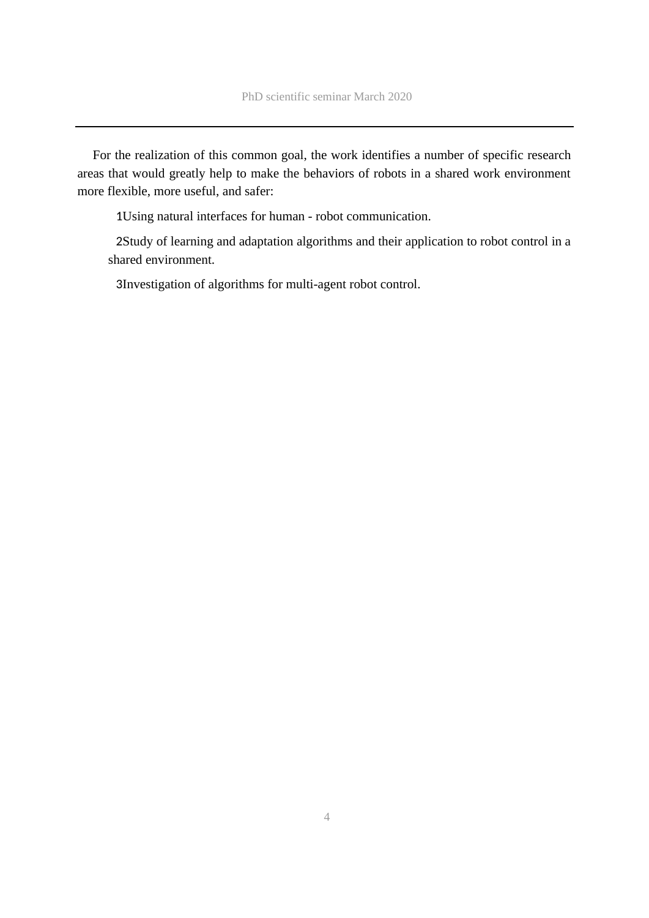For the realization of this common goal, the work identifies a number of specific research areas that would greatly help to make the behaviors of robots in a shared work environment more flexible, more useful, and safer:

1. Using natural interfaces for human - robot communication.
2. Study of learning and adaptation algorithms and their application to robot control in a shared environment.
3. Investigation of algorithms for multi-agent robot control.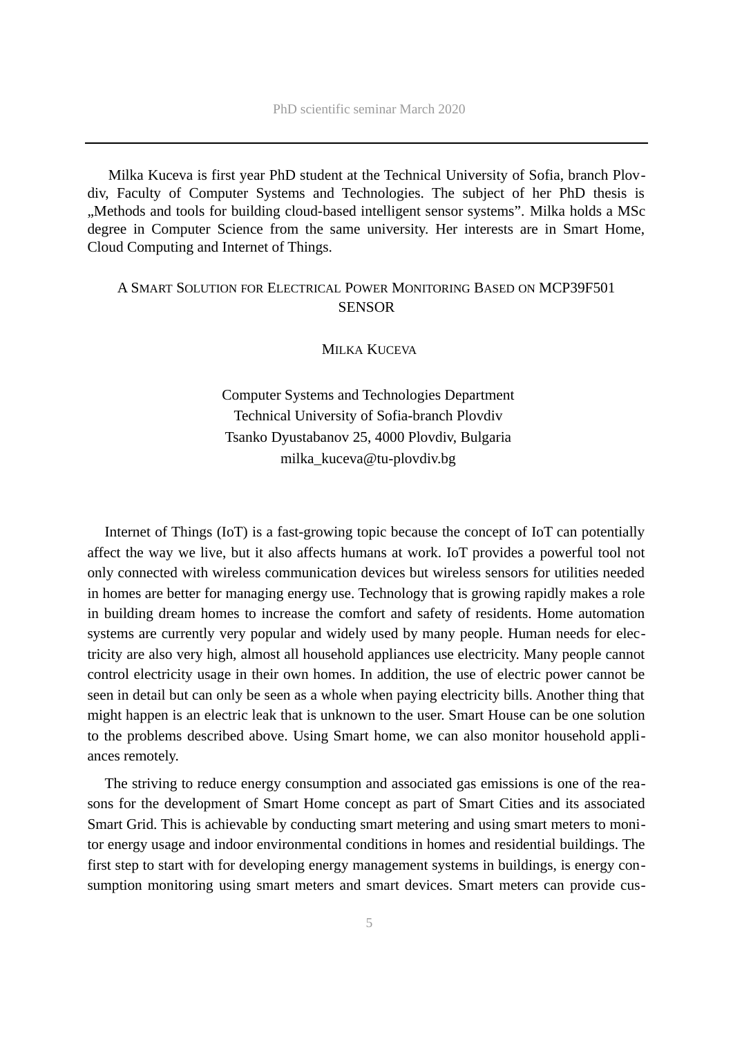Milka Kuceva is first year PhD student at the Technical University of Sofia, branch Plovdiv, Faculty of Computer Systems and Technologies. The subject of her PhD thesis is „Methods and tools for building cloud-based intelligent sensor systems". Milka holds a MSc degree in Computer Science from the same university. Her interests are in Smart Home, Cloud Computing and Internet of Things.

# A Smart Solution for Electrical Power Monitoring Based on MCP39F501 Sensor

Milka Kuceva

Computer Systems and Technologies Department
Technical University of Sofia-branch Plovdiv
Tsanko Dyustabanov 25, 4000 Plovdiv, Bulgaria
milka_kuceva@tu-plovdiv.bg

Internet of Things (IoT) is a fast-growing topic because the concept of IoT can potentially affect the way we live, but it also affects humans at work. IoT provides a powerful tool not only connected with wireless communication devices but wireless sensors for utilities needed in homes are better for managing energy use. Technology that is growing rapidly makes a role in building dream homes to increase the comfort and safety of residents. Home automation systems are currently very popular and widely used by many people. Human needs for electricity are also very high, almost all household appliances use electricity. Many people cannot control electricity usage in their own homes. In addition, the use of electric power cannot be seen in detail but can only be seen as a whole when paying electricity bills. Another thing that might happen is an electric leak that is unknown to the user. Smart House can be one solution to the problems described above. Using Smart home, we can also monitor household appliances remotely.

The striving to reduce energy consumption and associated gas emissions is one of the reasons for the development of Smart Home concept as part of Smart Cities and its associated Smart Grid. This is achievable by conducting smart metering and using smart meters to monitor energy usage and indoor environmental conditions in homes and residential buildings. The first step to start with for developing energy management systems in buildings, is energy consumption monitoring using smart meters and smart devices. Smart meters can provide cus-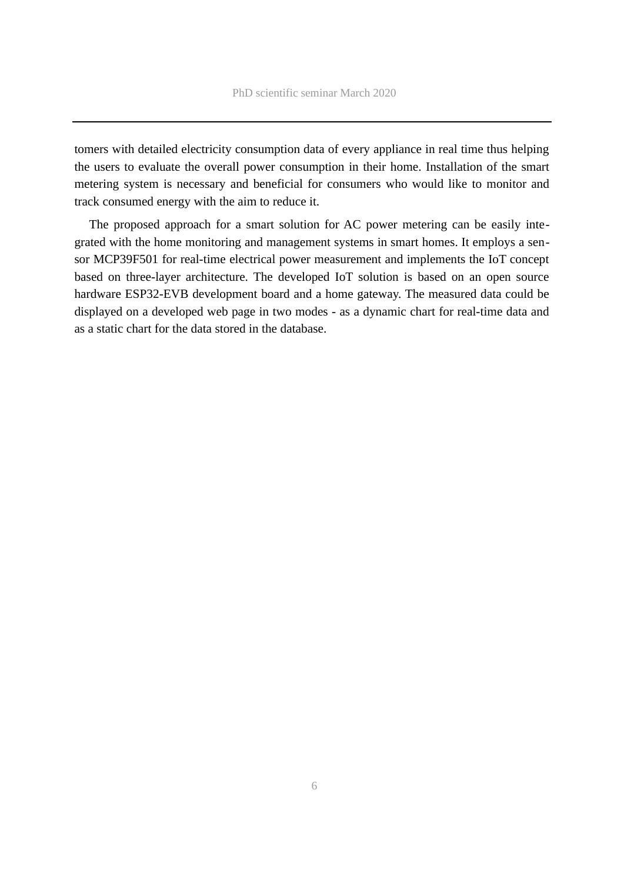tomers with detailed electricity consumption data of every appliance in real time thus helping the users to evaluate the overall power consumption in their home. Installation of the smart metering system is necessary and beneficial for consumers who would like to monitor and track consumed energy with the aim to reduce it.

The proposed approach for a smart solution for AC power metering can be easily integrated with the home monitoring and management systems in smart homes. It employs a sensor MCP39F501 for real-time electrical power measurement and implements the IoT concept based on three-layer architecture. The developed IoT solution is based on an open source hardware ESP32-EVB development board and a home gateway. The measured data could be displayed on a developed web page in two modes - as a dynamic chart for real-time data and as a static chart for the data stored in the database.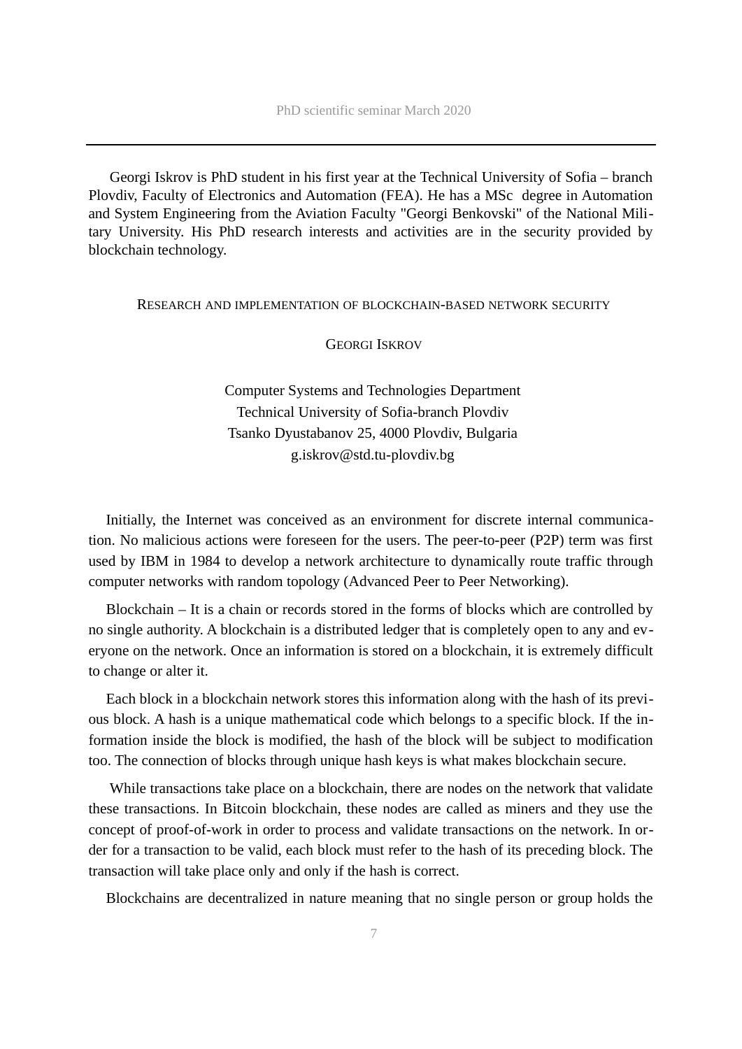Georgi Iskrov is PhD student in his first year at the Technical University of Sofia – branch Plovdiv, Faculty of Electronics and Automation (FEA). He has a MSc degree in Automation and System Engineering from the Aviation Faculty "Georgi Benkovski" of the National Military University. His PhD research interests and activities are in the security provided by blockchain technology.

## Research and implementation of blockchain-based network security

### Georgi Iskrov

Computer Systems and Technologies Department  
Technical University of Sofia-branch Plovdiv  
Tsanko Dyustabanov 25, 4000 Plovdiv, Bulgaria  
g.iskrov@std.tu-plovdiv.bg

Initially, the Internet was conceived as an environment for discrete internal communication. No malicious actions were foreseen for the users. The peer-to-peer (P2P) term was first used by IBM in 1984 to develop a network architecture to dynamically route traffic through computer networks with random topology (Advanced Peer to Peer Networking).

Blockchain – It is a chain or records stored in the forms of blocks which are controlled by no single authority. A blockchain is a distributed ledger that is completely open to any and everyone on the network. Once an information is stored on a blockchain, it is extremely difficult to change or alter it.

Each block in a blockchain network stores this information along with the hash of its previous block. A hash is a unique mathematical code which belongs to a specific block. If the information inside the block is modified, the hash of the block will be subject to modification too. The connection of blocks through unique hash keys is what makes blockchain secure.

While transactions take place on a blockchain, there are nodes on the network that validate these transactions. In Bitcoin blockchain, these nodes are called as miners and they use the concept of proof-of-work in order to process and validate transactions on the network. In order for a transaction to be valid, each block must refer to the hash of its preceding block. The transaction will take place only and only if the hash is correct.

Blockchains are decentralized in nature meaning that no single person or group holds the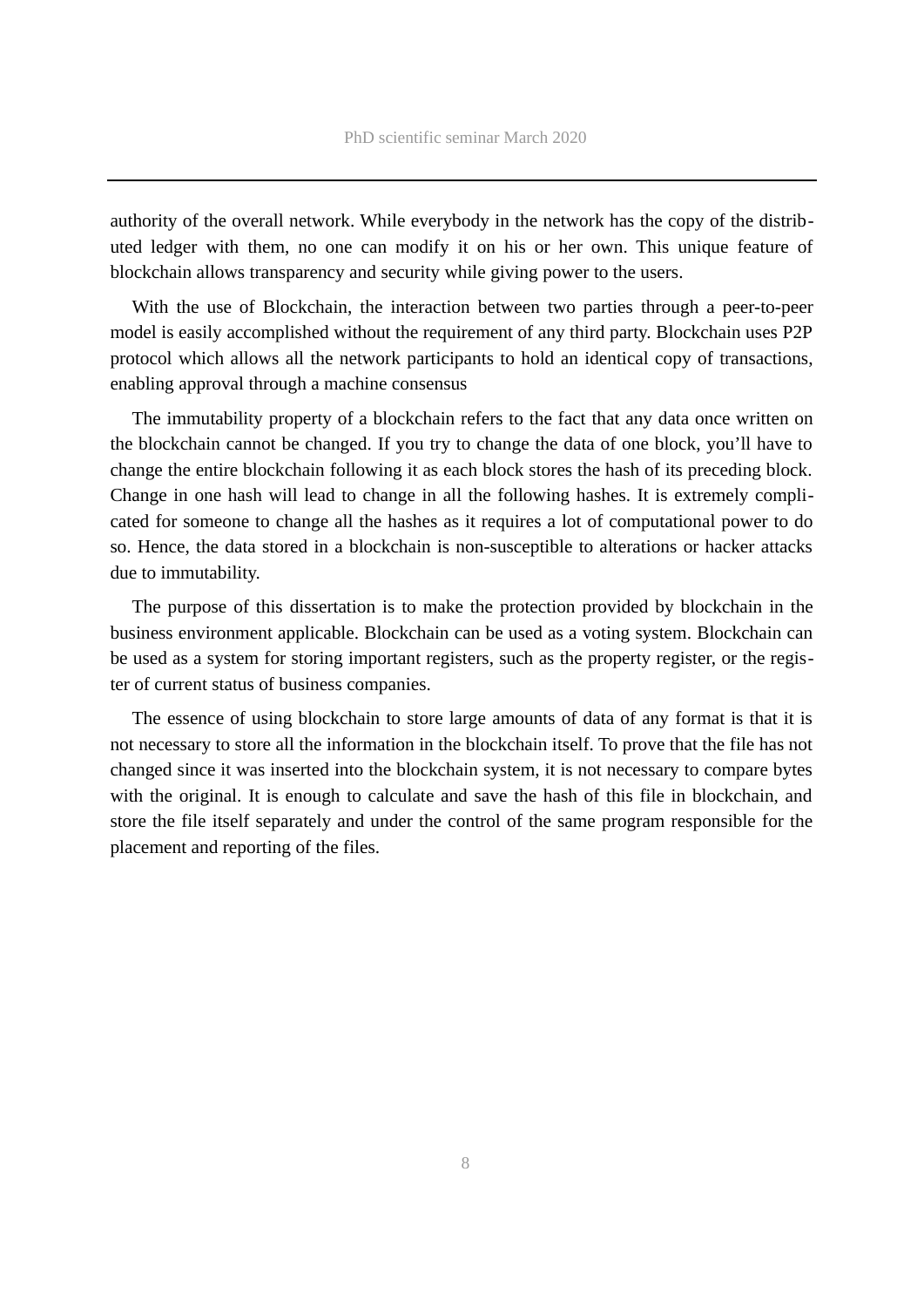authority of the overall network. While everybody in the network has the copy of the distributed ledger with them, no one can modify it on his or her own. This unique feature of blockchain allows transparency and security while giving power to the users.

With the use of Blockchain, the interaction between two parties through a peer-to-peer model is easily accomplished without the requirement of any third party. Blockchain uses P2P protocol which allows all the network participants to hold an identical copy of transactions, enabling approval through a machine consensus

The immutability property of a blockchain refers to the fact that any data once written on the blockchain cannot be changed. If you try to change the data of one block, you'll have to change the entire blockchain following it as each block stores the hash of its preceding block. Change in one hash will lead to change in all the following hashes. It is extremely complicated for someone to change all the hashes as it requires a lot of computational power to do so. Hence, the data stored in a blockchain is non-susceptible to alterations or hacker attacks due to immutability.

The purpose of this dissertation is to make the protection provided by blockchain in the business environment applicable. Blockchain can be used as a voting system. Blockchain can be used as a system for storing important registers, such as the property register, or the register of current status of business companies.

The essence of using blockchain to store large amounts of data of any format is that it is not necessary to store all the information in the blockchain itself. To prove that the file has not changed since it was inserted into the blockchain system, it is not necessary to compare bytes with the original. It is enough to calculate and save the hash of this file in blockchain, and store the file itself separately and under the control of the same program responsible for the placement and reporting of the files.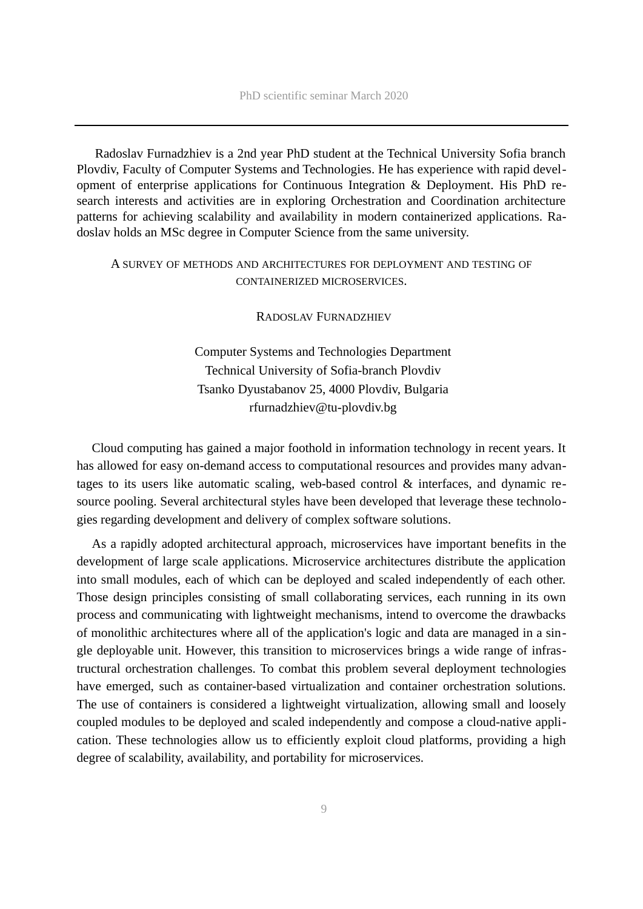Radoslav Furnadzhiev is a 2nd year PhD student at the Technical University Sofia branch Plovdiv, Faculty of Computer Systems and Technologies. He has experience with rapid development of enterprise applications for Continuous Integration & Deployment. His PhD research interests and activities are in exploring Orchestration and Coordination architecture patterns for achieving scalability and availability in modern containerized applications. Radoslav holds an MSc degree in Computer Science from the same university.

## A SURVEY OF METHODS AND ARCHITECTURES FOR DEPLOYMENT AND TESTING OF CONTAINERIZED MICROSERVICES.

RADOSLAV FURNADZHIEV

Computer Systems and Technologies Department
Technical University of Sofia-branch Plovdiv
Tsanko Dyustabanov 25, 4000 Plovdiv, Bulgaria
rfurnadzhiev@tu-plovdiv.bg

Cloud computing has gained a major foothold in information technology in recent years. It has allowed for easy on-demand access to computational resources and provides many advantages to its users like automatic scaling, web-based control & interfaces, and dynamic resource pooling. Several architectural styles have been developed that leverage these technologies regarding development and delivery of complex software solutions.

As a rapidly adopted architectural approach, microservices have important benefits in the development of large scale applications. Microservice architectures distribute the application into small modules, each of which can be deployed and scaled independently of each other. Those design principles consisting of small collaborating services, each running in its own process and communicating with lightweight mechanisms, intend to overcome the drawbacks of monolithic architectures where all of the application's logic and data are managed in a single deployable unit. However, this transition to microservices brings a wide range of infrastructural orchestration challenges. To combat this problem several deployment technologies have emerged, such as container-based virtualization and container orchestration solutions. The use of containers is considered a lightweight virtualization, allowing small and loosely coupled modules to be deployed and scaled independently and compose a cloud-native application. These technologies allow us to efficiently exploit cloud platforms, providing a high degree of scalability, availability, and portability for microservices.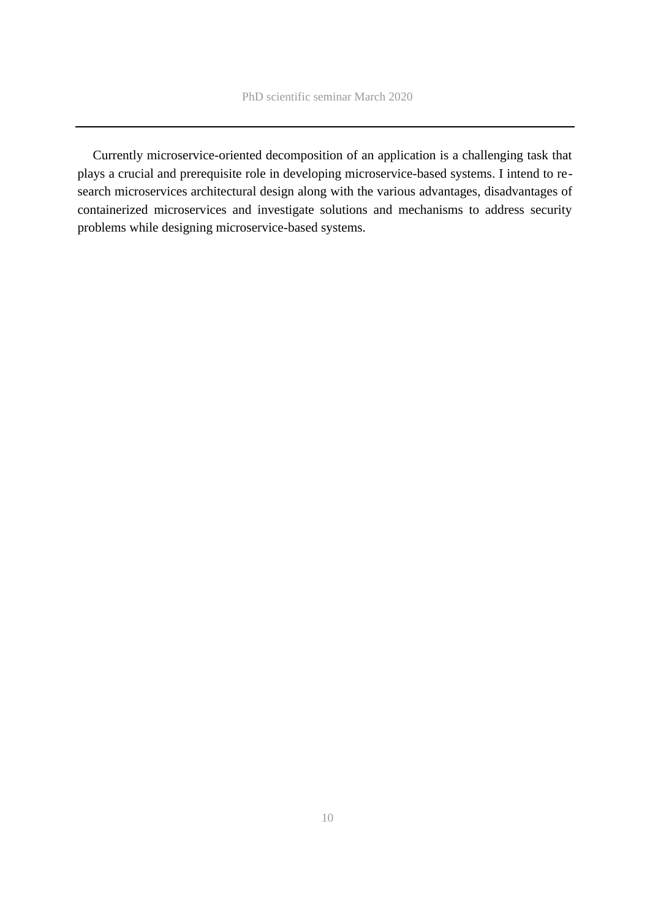Currently microservice-oriented decomposition of an application is a challenging task that plays a crucial and prerequisite role in developing microservice-based systems. I intend to research microservices architectural design along with the various advantages, disadvantages of containerized microservices and investigate solutions and mechanisms to address security problems while designing microservice-based systems.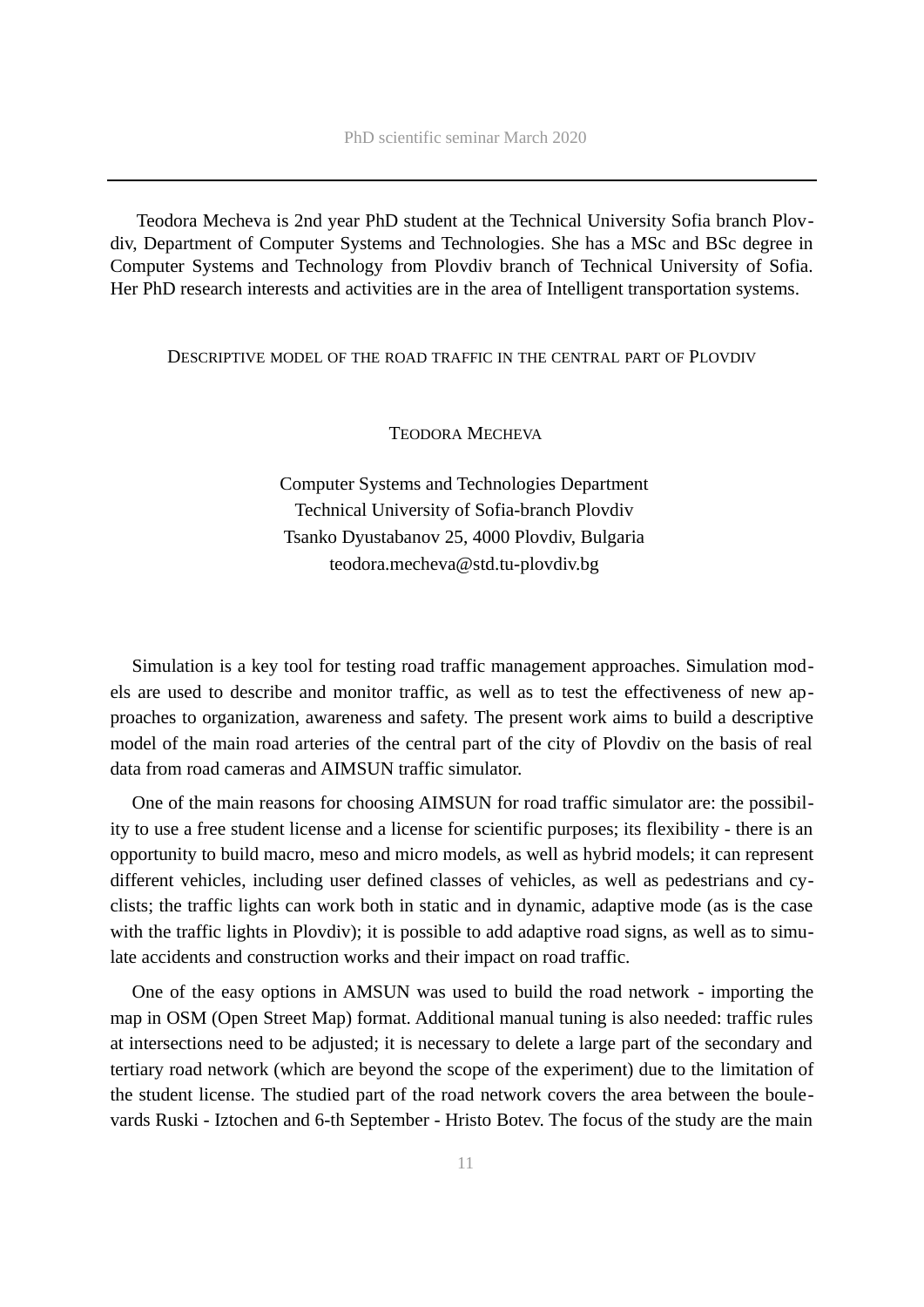Teodora Mecheva is 2nd year PhD student at the Technical University Sofia branch Plovdiv, Department of Computer Systems and Technologies. She has a MSc and BSc degree in Computer Systems and Technology from Plovdiv branch of Technical University of Sofia. Her PhD research interests and activities are in the area of Intelligent transportation systems.

## Descriptive model of the road traffic in the central part of Plovdiv

TEODORA MECHEVA

Computer Systems and Technologies Department
Technical University of Sofia-branch Plovdiv
Tsanko Dyustabanov 25, 4000 Plovdiv, Bulgaria
teodora.mecheva@std.tu-plovdiv.bg

Simulation is a key tool for testing road traffic management approaches. Simulation models are used to describe and monitor traffic, as well as to test the effectiveness of new approaches to organization, awareness and safety. The present work aims to build a descriptive model of the main road arteries of the central part of the city of Plovdiv on the basis of real data from road cameras and AIMSUN traffic simulator.

One of the main reasons for choosing AIMSUN for road traffic simulator are: the possibility to use a free student license and a license for scientific purposes; its flexibility - there is an opportunity to build macro, meso and micro models, as well as hybrid models; it can represent different vehicles, including user defined classes of vehicles, as well as pedestrians and cyclists; the traffic lights can work both in static and in dynamic, adaptive mode (as is the case with the traffic lights in Plovdiv); it is possible to add adaptive road signs, as well as to simulate accidents and construction works and their impact on road traffic.

One of the easy options in AMSUN was used to build the road network - importing the map in OSM (Open Street Map) format. Additional manual tuning is also needed: traffic rules at intersections need to be adjusted; it is necessary to delete a large part of the secondary and tertiary road network (which are beyond the scope of the experiment) due to the limitation of the student license. The studied part of the road network covers the area between the boulevards Ruski - Iztochen and 6-th September - Hristo Botev. The focus of the study are the main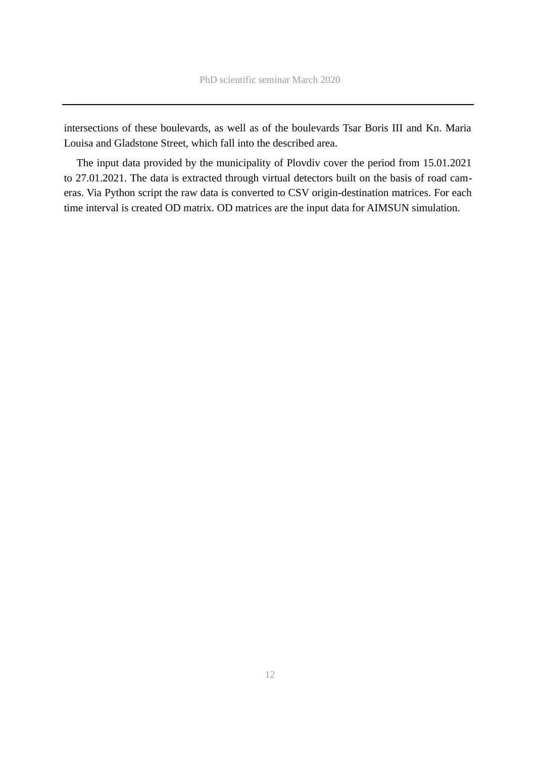intersections of these boulevards, as well as of the boulevards Tsar Boris III and Kn. Maria Louisa and Gladstone Street, which fall into the described area.

The input data provided by the municipality of Plovdiv cover the period from 15.01.2021 to 27.01.2021. The data is extracted through virtual detectors built on the basis of road cameras. Via Python script the raw data is converted to CSV origin-destination matrices. For each time interval is created OD matrix. OD matrices are the input data for AIMSUN simulation.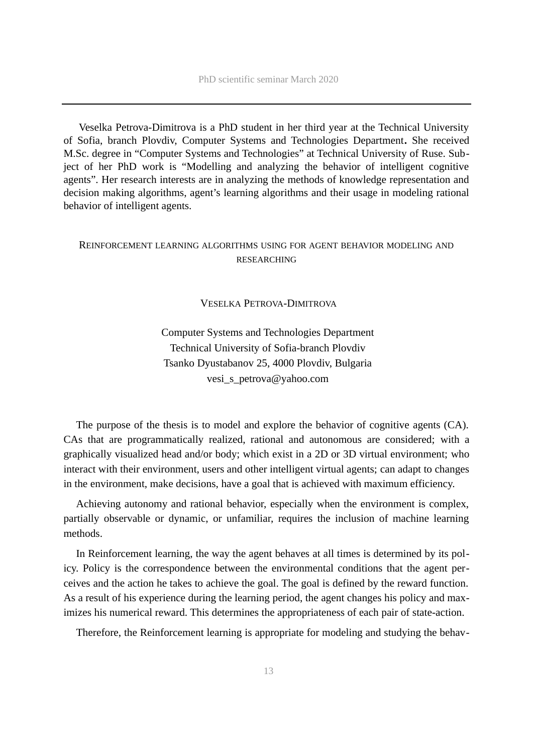Veselka Petrova-Dimitrova is a PhD student in her third year at the Technical University of Sofia, branch Plovdiv, Computer Systems and Technologies Department. She received M.Sc. degree in “Computer Systems and Technologies” at Technical University of Ruse. Subject of her PhD work is “Modelling and analyzing the behavior of intelligent cognitive agents”. Her research interests are in analyzing the methods of knowledge representation and decision making algorithms, agent’s learning algorithms and their usage in modeling rational behavior of intelligent agents.

## Reinforcement learning algorithms using for agent behavior modeling and researching

Veselka Petrova-Dimitrova

Computer Systems and Technologies Department
Technical University of Sofia-branch Plovdiv
Tsanko Dyustabanov 25, 4000 Plovdiv, Bulgaria
vesi_s_petrova@yahoo.com

The purpose of the thesis is to model and explore the behavior of cognitive agents (CA). CAs that are programmatically realized, rational and autonomous are considered; with a graphically visualized head and/or body; which exist in a 2D or 3D virtual environment; who interact with their environment, users and other intelligent virtual agents; can adapt to changes in the environment, make decisions, have a goal that is achieved with maximum efficiency.

Achieving autonomy and rational behavior, especially when the environment is complex, partially observable or dynamic, or unfamiliar, requires the inclusion of machine learning methods.

In Reinforcement learning, the way the agent behaves at all times is determined by its policy. Policy is the correspondence between the environmental conditions that the agent perceives and the action he takes to achieve the goal. The goal is defined by the reward function. As a result of his experience during the learning period, the agent changes his policy and maximizes his numerical reward. This determines the appropriateness of each pair of state-action.

Therefore, the Reinforcement learning is appropriate for modeling and studying the behav-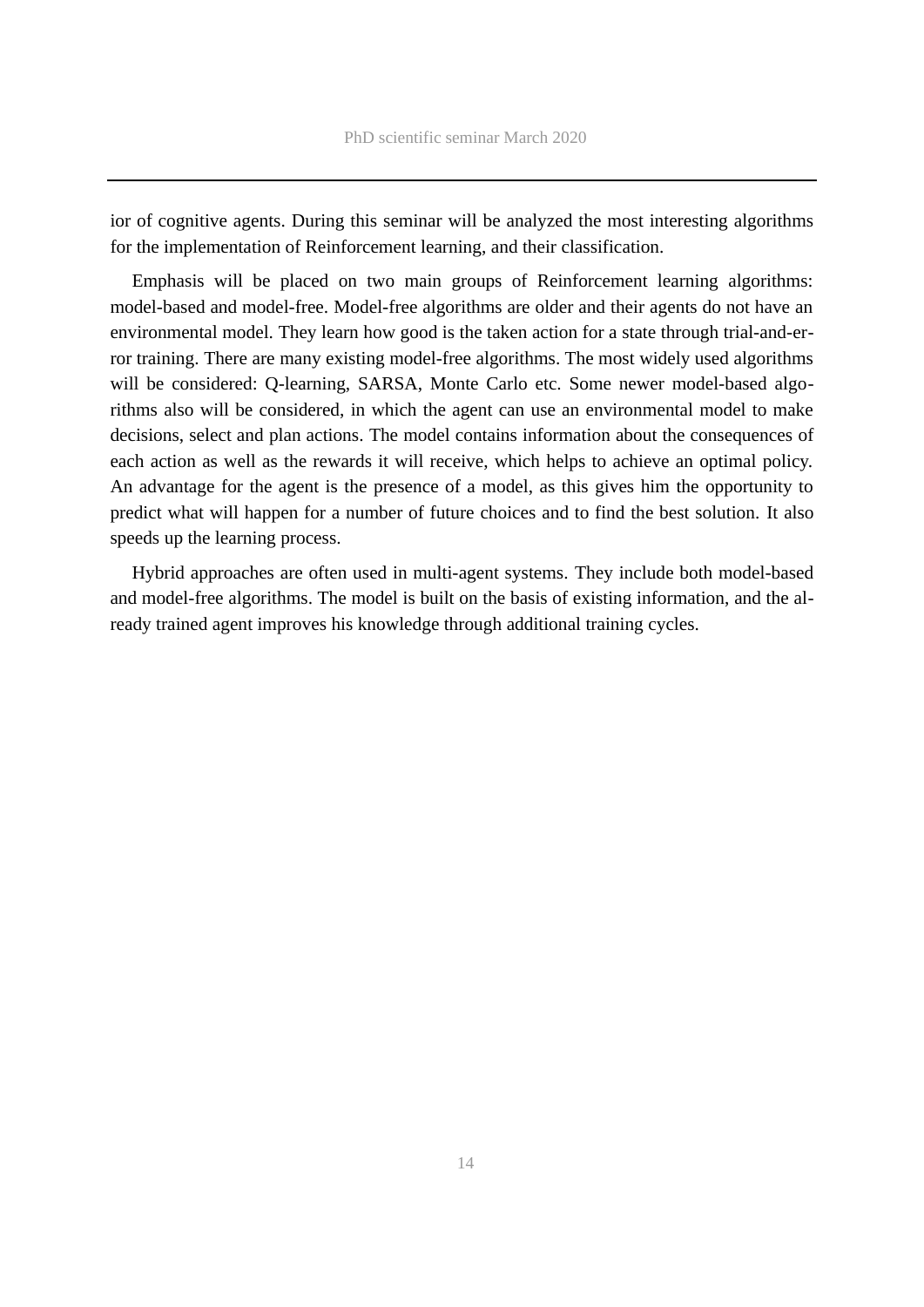ior of cognitive agents. During this seminar will be analyzed the most interesting algorithms for the implementation of Reinforcement learning, and their classification.

Emphasis will be placed on two main groups of Reinforcement learning algorithms: model-based and model-free. Model-free algorithms are older and their agents do not have an environmental model. They learn how good is the taken action for a state through trial-and-error training. There are many existing model-free algorithms. The most widely used algorithms will be considered: Q-learning, SARSA, Monte Carlo etc. Some newer model-based algorithms also will be considered, in which the agent can use an environmental model to make decisions, select and plan actions. The model contains information about the consequences of each action as well as the rewards it will receive, which helps to achieve an optimal policy. An advantage for the agent is the presence of a model, as this gives him the opportunity to predict what will happen for a number of future choices and to find the best solution. It also speeds up the learning process.

Hybrid approaches are often used in multi-agent systems. They include both model-based and model-free algorithms. The model is built on the basis of existing information, and the already trained agent improves his knowledge through additional training cycles.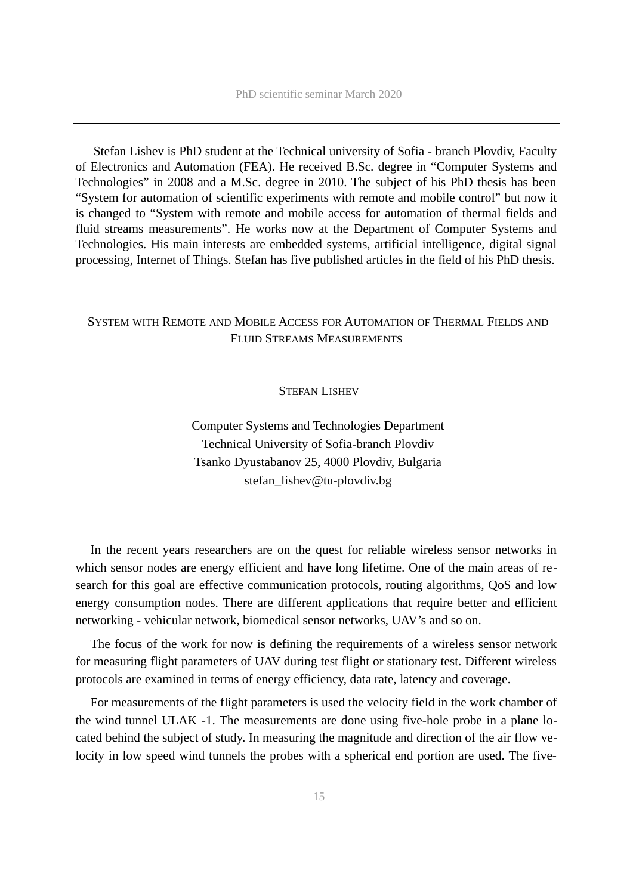Stefan Lishev is PhD student at the Technical university of Sofia - branch Plovdiv, Faculty of Electronics and Automation (FEA). He received B.Sc. degree in "Computer Systems and Technologies" in 2008 and a M.Sc. degree in 2010. The subject of his PhD thesis has been "System for automation of scientific experiments with remote and mobile control" but now it is changed to "System with remote and mobile access for automation of thermal fields and fluid streams measurements". He works now at the Department of Computer Systems and Technologies. His main interests are embedded systems, artificial intelligence, digital signal processing, Internet of Things. Stefan has five published articles in the field of his PhD thesis.

## SYSTEM WITH REMOTE AND MOBILE ACCESS FOR AUTOMATION OF THERMAL FIELDS AND FLUID STREAMS MEASUREMENTS

STEFAN LISHEV

Computer Systems and Technologies Department
Technical University of Sofia-branch Plovdiv
Tsanko Dyustabanov 25, 4000 Plovdiv, Bulgaria
stefan_lishev@tu-plovdiv.bg

In the recent years researchers are on the quest for reliable wireless sensor networks in which sensor nodes are energy efficient and have long lifetime. One of the main areas of research for this goal are effective communication protocols, routing algorithms, QoS and low energy consumption nodes. There are different applications that require better and efficient networking - vehicular network, biomedical sensor networks, UAV's and so on.

The focus of the work for now is defining the requirements of a wireless sensor network for measuring flight parameters of UAV during test flight or stationary test. Different wireless protocols are examined in terms of energy efficiency, data rate, latency and coverage.

For measurements of the flight parameters is used the velocity field in the work chamber of the wind tunnel ULAK -1. The measurements are done using five-hole probe in a plane located behind the subject of study. In measuring the magnitude and direction of the air flow velocity in low speed wind tunnels the probes with a spherical end portion are used. The five-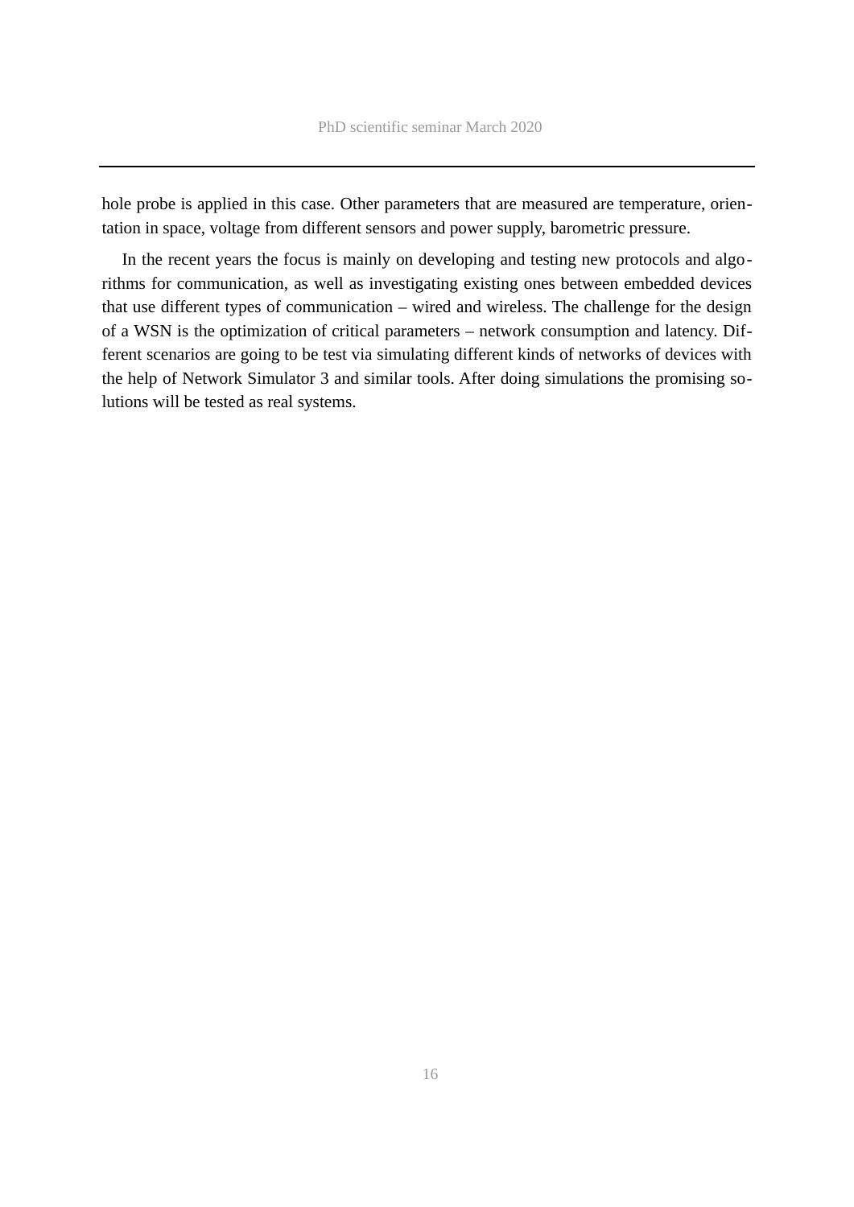hole probe is applied in this case. Other parameters that are measured are temperature, orientation in space, voltage from different sensors and power supply, barometric pressure.

In the recent years the focus is mainly on developing and testing new protocols and algorithms for communication, as well as investigating existing ones between embedded devices that use different types of communication – wired and wireless. The challenge for the design of a WSN is the optimization of critical parameters – network consumption and latency. Different scenarios are going to be test via simulating different kinds of networks of devices with the help of Network Simulator 3 and similar tools. After doing simulations the promising solutions will be tested as real systems.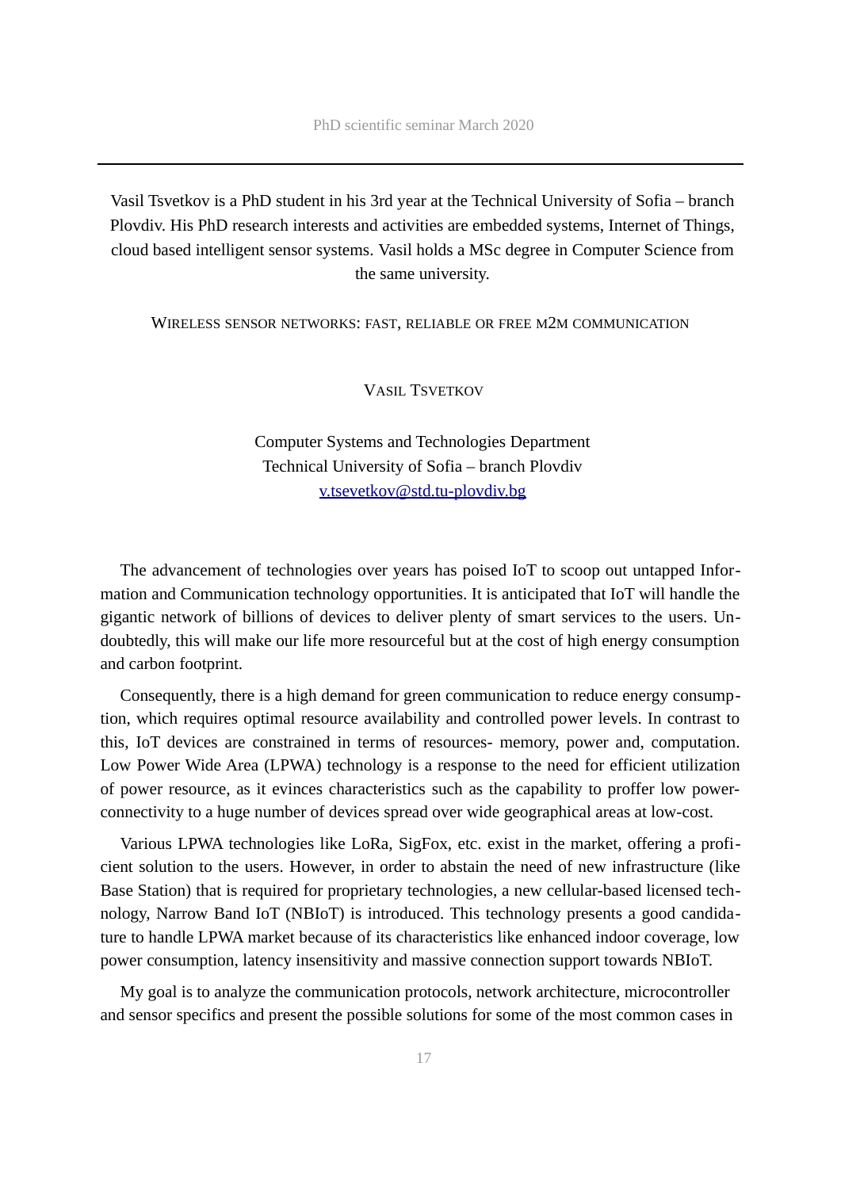Vasil Tsvetkov is a PhD student in his 3rd year at the Technical University of Sofia – branch Plovdiv. His PhD research interests and activities are embedded systems, Internet of Things, cloud based intelligent sensor systems. Vasil holds a MSc degree in Computer Science from the same university.

# Wireless sensor networks: fast, reliable or free m2m communication

Vasil Tsvetkov

Computer Systems and Technologies Department
Technical University of Sofia – branch Plovdiv
v.tsevetkov@std.tu-plovdiv.bg

The advancement of technologies over years has poised IoT to scoop out untapped Information and Communication technology opportunities. It is anticipated that IoT will handle the gigantic network of billions of devices to deliver plenty of smart services to the users. Undoubtedly, this will make our life more resourceful but at the cost of high energy consumption and carbon footprint.

Consequently, there is a high demand for green communication to reduce energy consumption, which requires optimal resource availability and controlled power levels. In contrast to this, IoT devices are constrained in terms of resources- memory, power and, computation. Low Power Wide Area (LPWA) technology is a response to the need for efficient utilization of power resource, as it evinces characteristics such as the capability to proffer low power-connectivity to a huge number of devices spread over wide geographical areas at low-cost.

Various LPWA technologies like LoRa, SigFox, etc. exist in the market, offering a proficient solution to the users. However, in order to abstain the need of new infrastructure (like Base Station) that is required for proprietary technologies, a new cellular-based licensed technology, Narrow Band IoT (NBIoT) is introduced. This technology presents a good candidature to handle LPWA market because of its characteristics like enhanced indoor coverage, low power consumption, latency insensitivity and massive connection support towards NBIoT.

My goal is to analyze the communication protocols, network architecture, microcontroller and sensor specifics and present the possible solutions for some of the most common cases in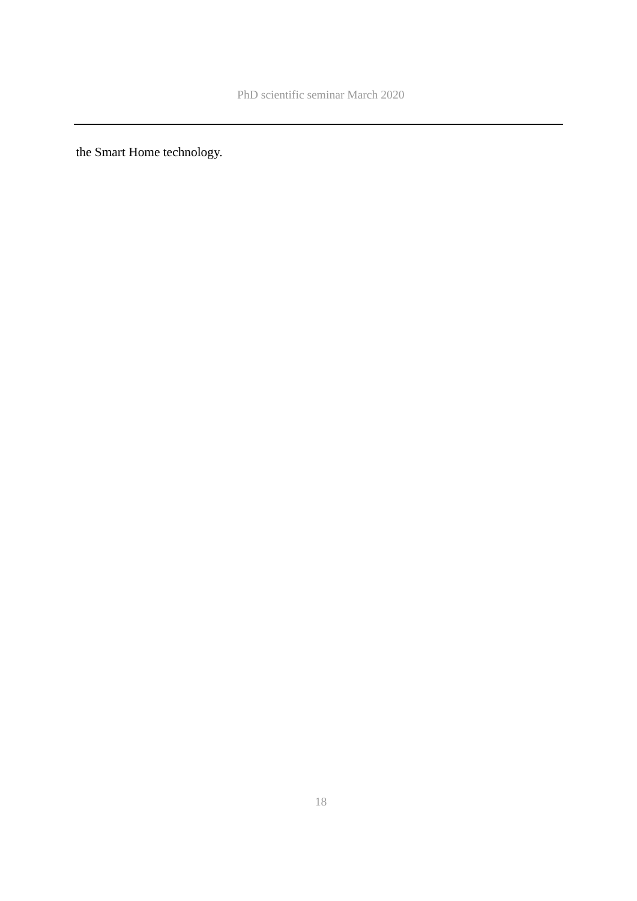the Smart Home technology.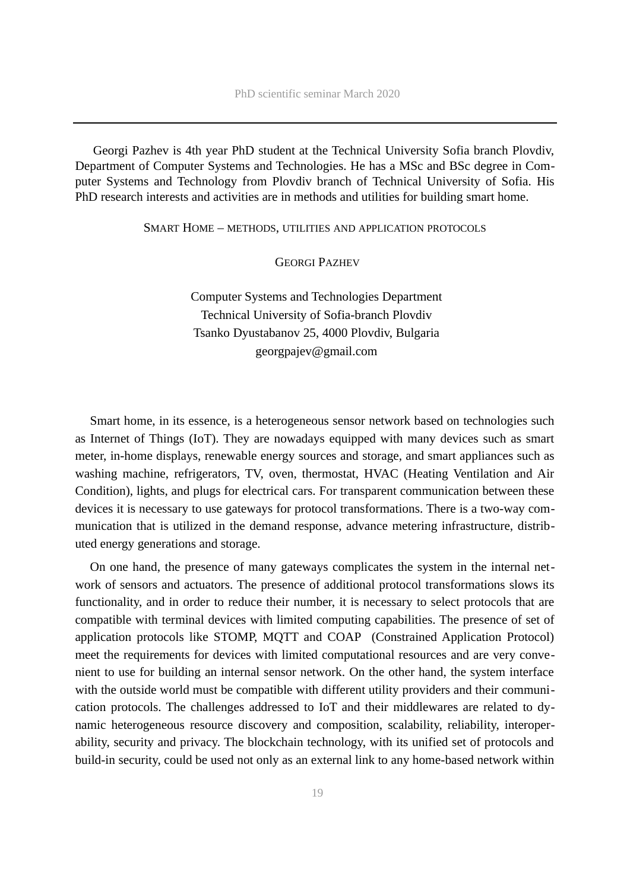Georgi Pazhev is 4th year PhD student at the Technical University Sofia branch Plovdiv, Department of Computer Systems and Technologies. He has a MSc and BSc degree in Computer Systems and Technology from Plovdiv branch of Technical University of Sofia. His PhD research interests and activities are in methods and utilities for building smart home.

## SMART HOME – METHODS, UTILITIES AND APPLICATION PROTOCOLS

GEORGI PAZHEV

Computer Systems and Technologies Department
Technical University of Sofia-branch Plovdiv
Tsanko Dyustabanov 25, 4000 Plovdiv, Bulgaria
georgpajev@gmail.com

Smart home, in its essence, is a heterogeneous sensor network based on technologies such as Internet of Things (IoT). They are nowadays equipped with many devices such as smart meter, in-home displays, renewable energy sources and storage, and smart appliances such as washing machine, refrigerators, TV, oven, thermostat, HVAC (Heating Ventilation and Air Condition), lights, and plugs for electrical cars. For transparent communication between these devices it is necessary to use gateways for protocol transformations. There is a two-way communication that is utilized in the demand response, advance metering infrastructure, distributed energy generations and storage.

On one hand, the presence of many gateways complicates the system in the internal network of sensors and actuators. The presence of additional protocol transformations slows its functionality, and in order to reduce their number, it is necessary to select protocols that are compatible with terminal devices with limited computing capabilities. The presence of set of application protocols like STOMP, MQTT and COAP (Constrained Application Protocol) meet the requirements for devices with limited computational resources and are very convenient to use for building an internal sensor network. On the other hand, the system interface with the outside world must be compatible with different utility providers and their communication protocols. The challenges addressed to IoT and their middlewares are related to dynamic heterogeneous resource discovery and composition, scalability, reliability, interoperability, security and privacy. The blockchain technology, with its unified set of protocols and build-in security, could be used not only as an external link to any home-based network within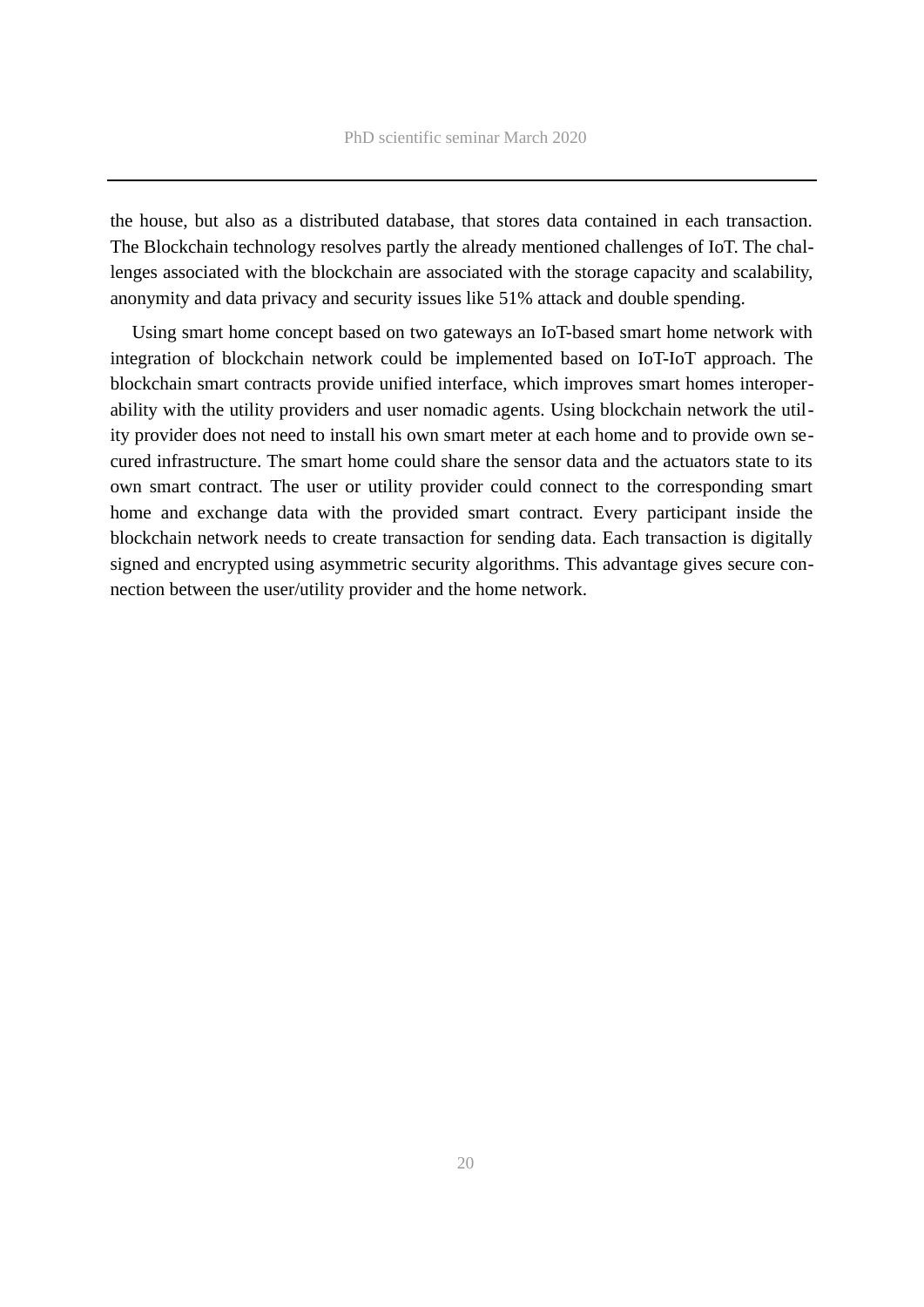the house, but also as a distributed database, that stores data contained in each transaction. The Blockchain technology resolves partly the already mentioned challenges of IoT. The challenges associated with the blockchain are associated with the storage capacity and scalability, anonymity and data privacy and security issues like 51% attack and double spending.

Using smart home concept based on two gateways an IoT-based smart home network with integration of blockchain network could be implemented based on IoT-IoT approach. The blockchain smart contracts provide unified interface, which improves smart homes interoperability with the utility providers and user nomadic agents. Using blockchain network the utility provider does not need to install his own smart meter at each home and to provide own secured infrastructure. The smart home could share the sensor data and the actuators state to its own smart contract. The user or utility provider could connect to the corresponding smart home and exchange data with the provided smart contract. Every participant inside the blockchain network needs to create transaction for sending data. Each transaction is digitally signed and encrypted using asymmetric security algorithms. This advantage gives secure connection between the user/utility provider and the home network.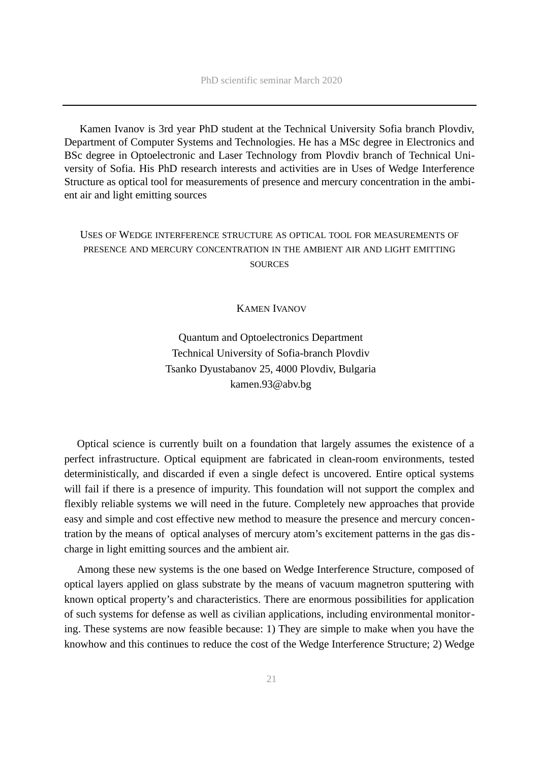Kamen Ivanov is 3rd year PhD student at the Technical University Sofia branch Plovdiv, Department of Computer Systems and Technologies. He has a MSc degree in Electronics and BSc degree in Optoelectronic and Laser Technology from Plovdiv branch of Technical University of Sofia. His PhD research interests and activities are in Uses of Wedge Interference Structure as optical tool for measurements of presence and mercury concentration in the ambient air and light emitting sources

## Uses of Wedge interference structure as optical tool for measurements of presence and mercury concentration in the ambient air and light emitting sources

**Kamen Ivanov**

Quantum and Optoelectronics Department
Technical University of Sofia-branch Plovdiv
Tsanko Dyustabanov 25, 4000 Plovdiv, Bulgaria
kamen.93@abv.bg

Optical science is currently built on a foundation that largely assumes the existence of a perfect infrastructure. Optical equipment are fabricated in clean-room environments, tested deterministically, and discarded if even a single defect is uncovered. Entire optical systems will fail if there is a presence of impurity. This foundation will not support the complex and flexibly reliable systems we will need in the future. Completely new approaches that provide easy and simple and cost effective new method to measure the presence and mercury concentration by the means of optical analyses of mercury atom's excitement patterns in the gas discharge in light emitting sources and the ambient air.

Among these new systems is the one based on Wedge Interference Structure, composed of optical layers applied on glass substrate by the means of vacuum magnetron sputtering with known optical property's and characteristics. There are enormous possibilities for application of such systems for defense as well as civilian applications, including environmental monitoring. These systems are now feasible because: 1) They are simple to make when you have the knowhow and this continues to reduce the cost of the Wedge Interference Structure; 2) Wedge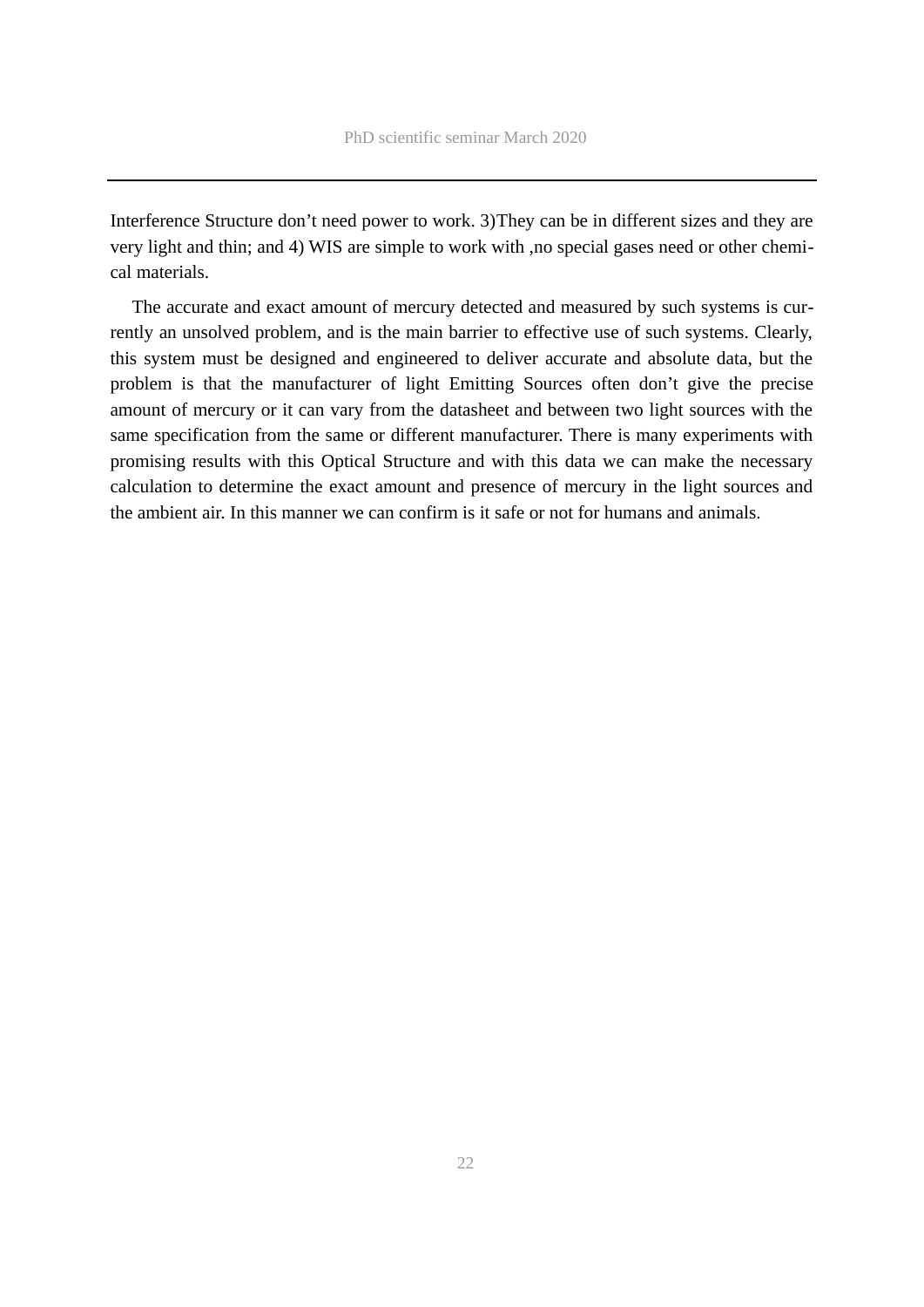Interference Structure don't need power to work. 3)They can be in different sizes and they are very light and thin; and 4) WIS are simple to work with ,no special gases need or other chemical materials.

The accurate and exact amount of mercury detected and measured by such systems is currently an unsolved problem, and is the main barrier to effective use of such systems. Clearly, this system must be designed and engineered to deliver accurate and absolute data, but the problem is that the manufacturer of light Emitting Sources often don't give the precise amount of mercury or it can vary from the datasheet and between two light sources with the same specification from the same or different manufacturer. There is many experiments with promising results with this Optical Structure and with this data we can make the necessary calculation to determine the exact amount and presence of mercury in the light sources and the ambient air. In this manner we can confirm is it safe or not for humans and animals.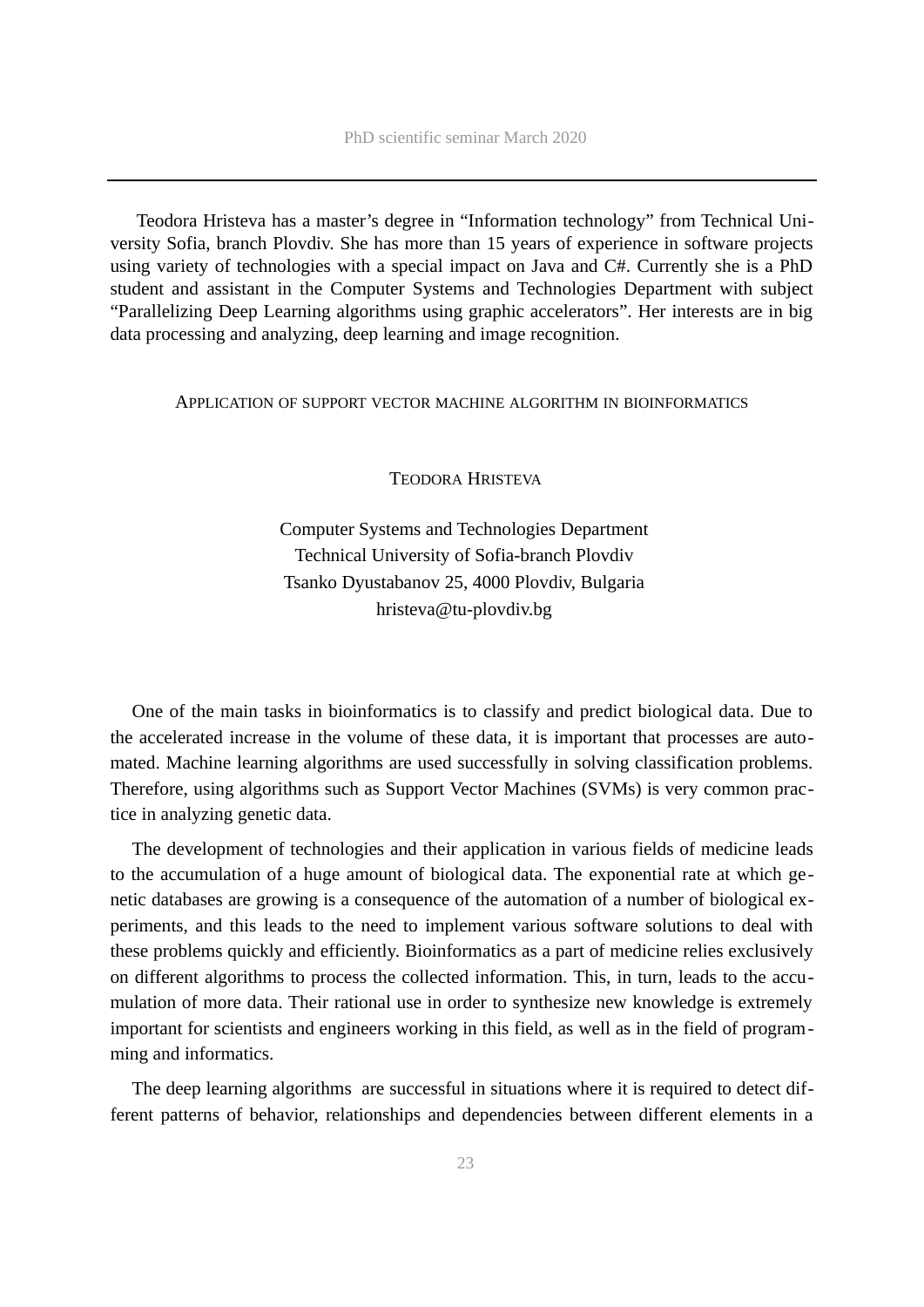Teodora Hristeva has a master's degree in "Information technology" from Technical University Sofia, branch Plovdiv. She has more than 15 years of experience in software projects using variety of technologies with a special impact on Java and C#. Currently she is a PhD student and assistant in the Computer Systems and Technologies Department with subject "Parallelizing Deep Learning algorithms using graphic accelerators". Her interests are in big data processing and analyzing, deep learning and image recognition.

## Application of support vector machine algorithm in bioinformatics

**Teodora Hristeva**

Computer Systems and Technologies Department
Technical University of Sofia-branch Plovdiv
Tsanko Dyustabanov 25, 4000 Plovdiv, Bulgaria
hristeva@tu-plovdiv.bg

One of the main tasks in bioinformatics is to classify and predict biological data. Due to the accelerated increase in the volume of these data, it is important that processes are automated. Machine learning algorithms are used successfully in solving classification problems. Therefore, using algorithms such as Support Vector Machines (SVMs) is very common practice in analyzing genetic data.

The development of technologies and their application in various fields of medicine leads to the accumulation of a huge amount of biological data. The exponential rate at which genetic databases are growing is a consequence of the automation of a number of biological experiments, and this leads to the need to implement various software solutions to deal with these problems quickly and efficiently. Bioinformatics as a part of medicine relies exclusively on different algorithms to process the collected information. This, in turn, leads to the accumulation of more data. Their rational use in order to synthesize new knowledge is extremely important for scientists and engineers working in this field, as well as in the field of programming and informatics.

The deep learning algorithms are successful in situations where it is required to detect different patterns of behavior, relationships and dependencies between different elements in a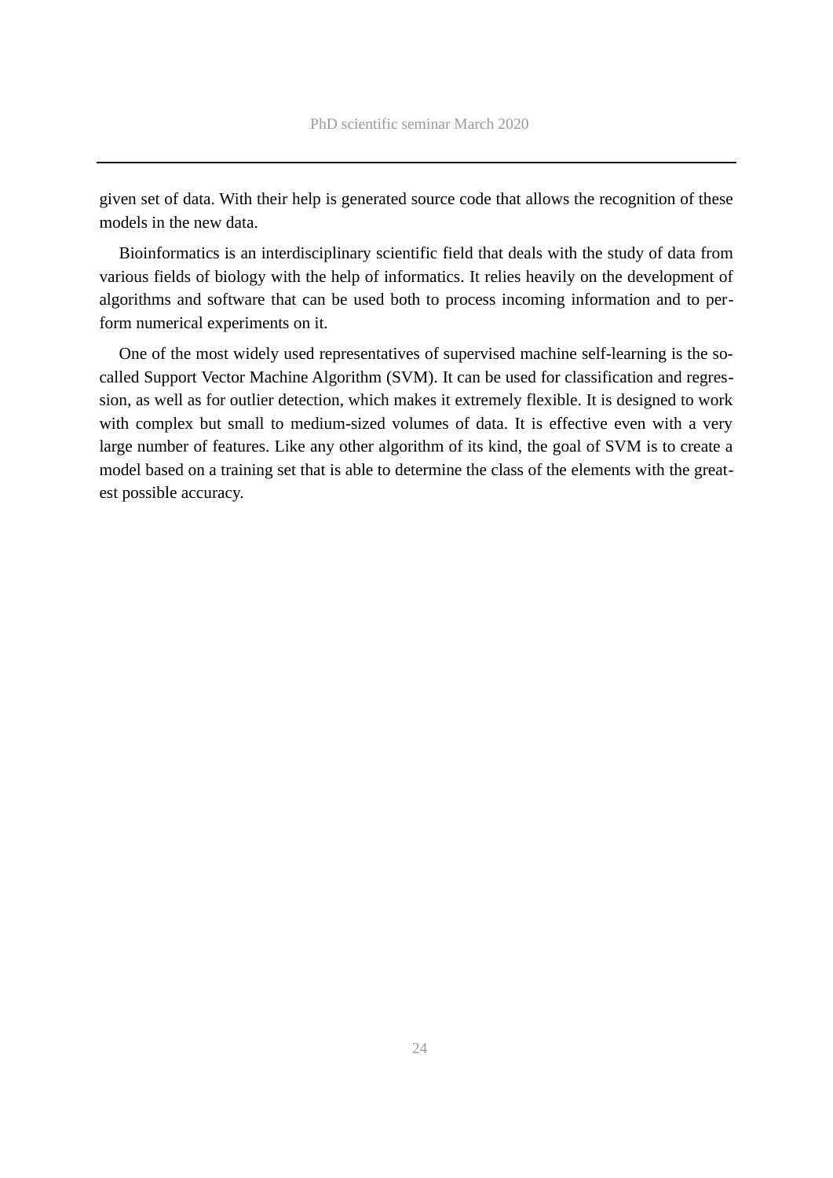given set of data. With their help is generated source code that allows the recognition of these models in the new data.

Bioinformatics is an interdisciplinary scientific field that deals with the study of data from various fields of biology with the help of informatics. It relies heavily on the development of algorithms and software that can be used both to process incoming information and to perform numerical experiments on it.

One of the most widely used representatives of supervised machine self-learning is the so-called Support Vector Machine Algorithm (SVM). It can be used for classification and regression, as well as for outlier detection, which makes it extremely flexible. It is designed to work with complex but small to medium-sized volumes of data. It is effective even with a very large number of features. Like any other algorithm of its kind, the goal of SVM is to create a model based on a training set that is able to determine the class of the elements with the greatest possible accuracy.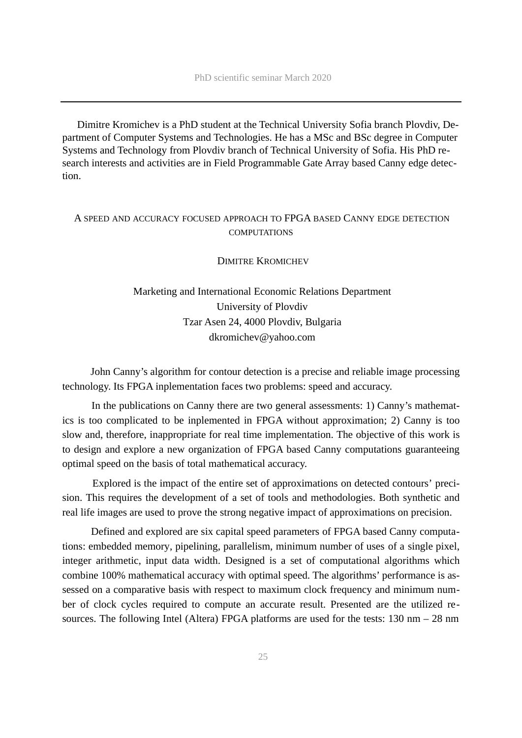Dimitre Kromichev is a PhD student at the Technical University Sofia branch Plovdiv, Department of Computer Systems and Technologies. He has a MSc and BSc degree in Computer Systems and Technology from Plovdiv branch of Technical University of Sofia. His PhD research interests and activities are in Field Programmable Gate Array based Canny edge detection.

## A SPEED AND ACCURACY FOCUSED APPROACH TO FPGA BASED CANNY EDGE DETECTION COMPUTATIONS

DIMITRE KROMICHEV

Marketing and International Economic Relations Department
University of Plovdiv
Tzar Asen 24, 4000 Plovdiv, Bulgaria
dkromichev@yahoo.com

John Canny's algorithm for contour detection is a precise and reliable image processing technology. Its FPGA inplementation faces two problems: speed and accuracy.

In the publications on Canny there are two general assessments: 1) Canny's mathematics is too complicated to be inplemented in FPGA without approximation; 2) Canny is too slow and, therefore, inappropriate for real time implementation. The objective of this work is to design and explore a new organization of FPGA based Canny computations guaranteeing optimal speed on the basis of total mathematical accuracy.

Explored is the impact of the entire set of approximations on detected contours' precision. This requires the development of a set of tools and methodologies. Both synthetic and real life images are used to prove the strong negative impact of approximations on precision.

Defined and explored are six capital speed parameters of FPGA based Canny computations: embedded memory, pipelining, parallelism, minimum number of uses of a single pixel, integer arithmetic, input data width. Designed is a set of computational algorithms which combine 100% mathematical accuracy with optimal speed. The algorithms' performance is assessed on a comparative basis with respect to maximum clock frequency and minimum number of clock cycles required to compute an accurate result. Presented are the utilized resources. The following Intel (Altera) FPGA platforms are used for the tests: 130 nm – 28 nm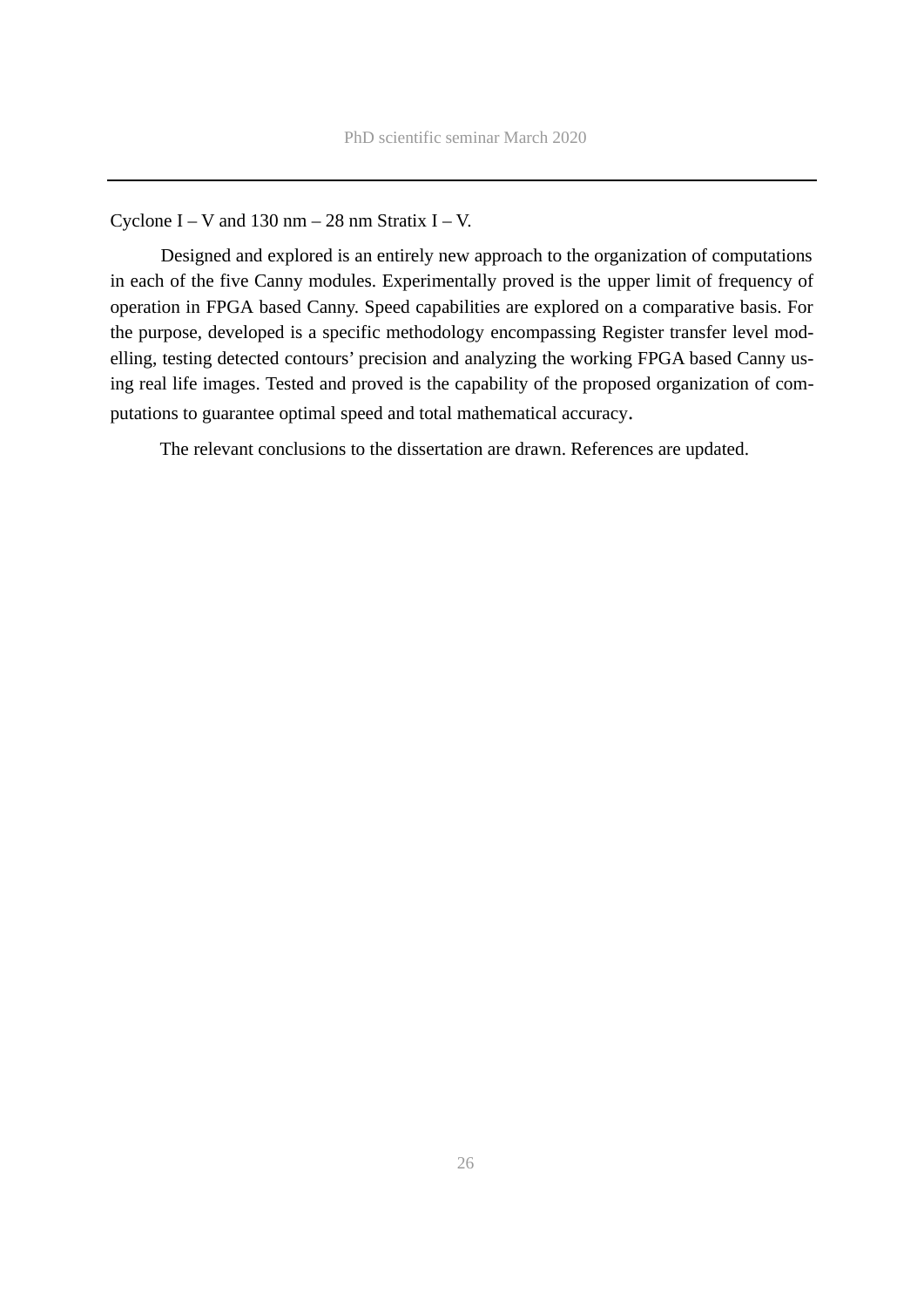Cyclone I – V and 130 nm – 28 nm Stratix I – V.

Designed and explored is an entirely new approach to the organization of computations in each of the five Canny modules. Experimentally proved is the upper limit of frequency of operation in FPGA based Canny. Speed capabilities are explored on a comparative basis. For the purpose, developed is a specific methodology encompassing Register transfer level modelling, testing detected contours' precision and analyzing the working FPGA based Canny using real life images. Tested and proved is the capability of the proposed organization of computations to guarantee optimal speed and total mathematical accuracy.

The relevant conclusions to the dissertation are drawn. References are updated.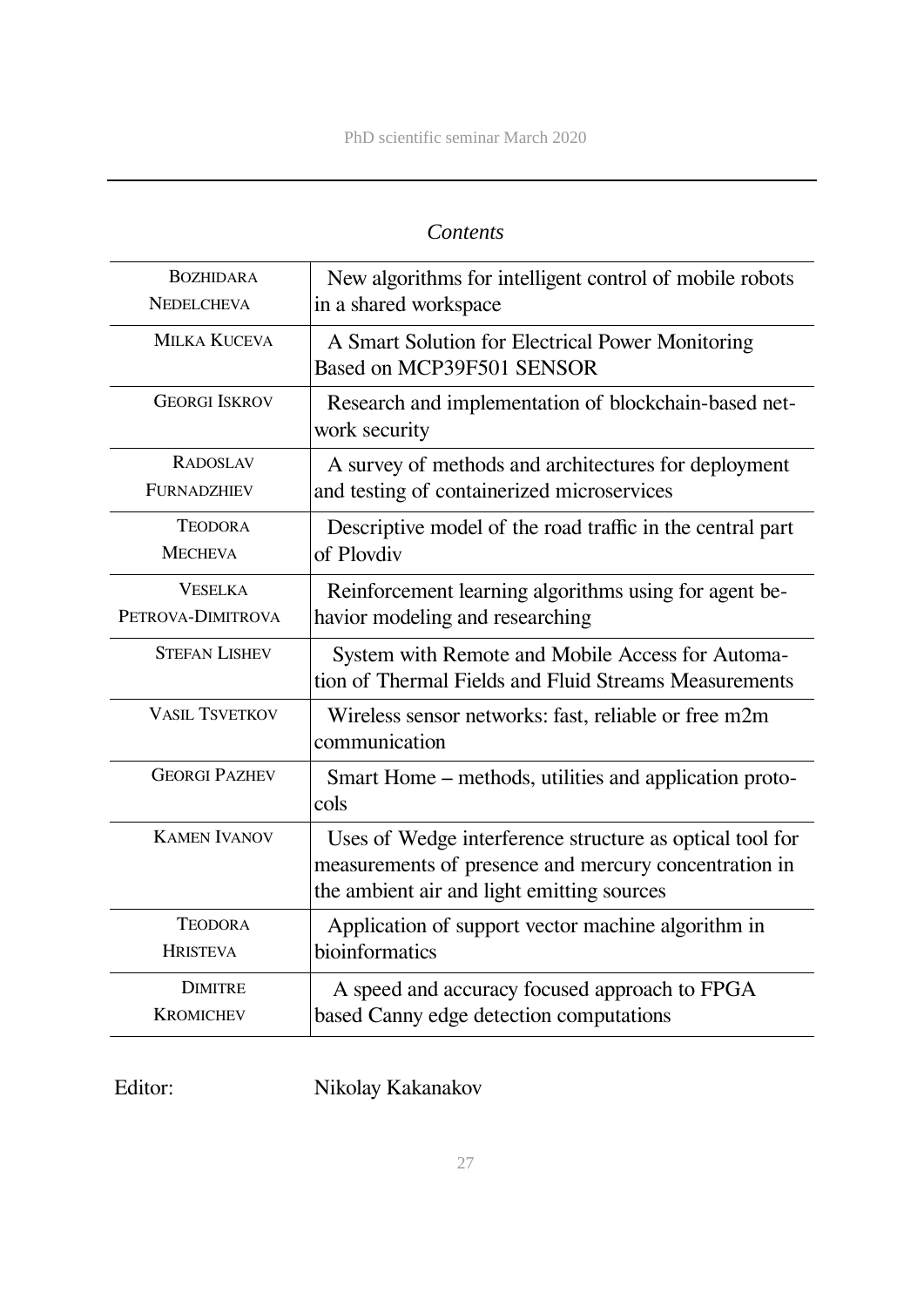*Contents*

| | |
|---|---|
| Bozhidara Nedelcheva | New algorithms for intelligent control of mobile robots in a shared workspace |
| Milka Kuceva | A Smart Solution for Electrical Power Monitoring Based on MCP39F501 SENSOR |
| Georgi Iskrov | Research and implementation of blockchain-based network security |
| Radoslav Furnadzhiev | A survey of methods and architectures for deployment and testing of containerized microservices |
| Teodora Mecheva | Descriptive model of the road traffic in the central part of Plovdiv |
| Veselka Petrova-Dimitrova | Reinforcement learning algorithms using for agent behavior modeling and researching |
| Stefan Lishev | System with Remote and Mobile Access for Automation of Thermal Fields and Fluid Streams Measurements |
| Vasil Tsvetkov | Wireless sensor networks: fast, reliable or free m2m communication |
| Georgi Pazhev | Smart Home – methods, utilities and application protocols |
| Kamen Ivanov | Uses of Wedge interference structure as optical tool for measurements of presence and mercury concentration in the ambient air and light emitting sources |
| Teodora Hristeva | Application of support vector machine algorithm in bioinformatics |
| Dimitre Kromichev | A speed and accuracy focused approach to FPGA based Canny edge detection computations |

Editor: Nikolay Kakanakov